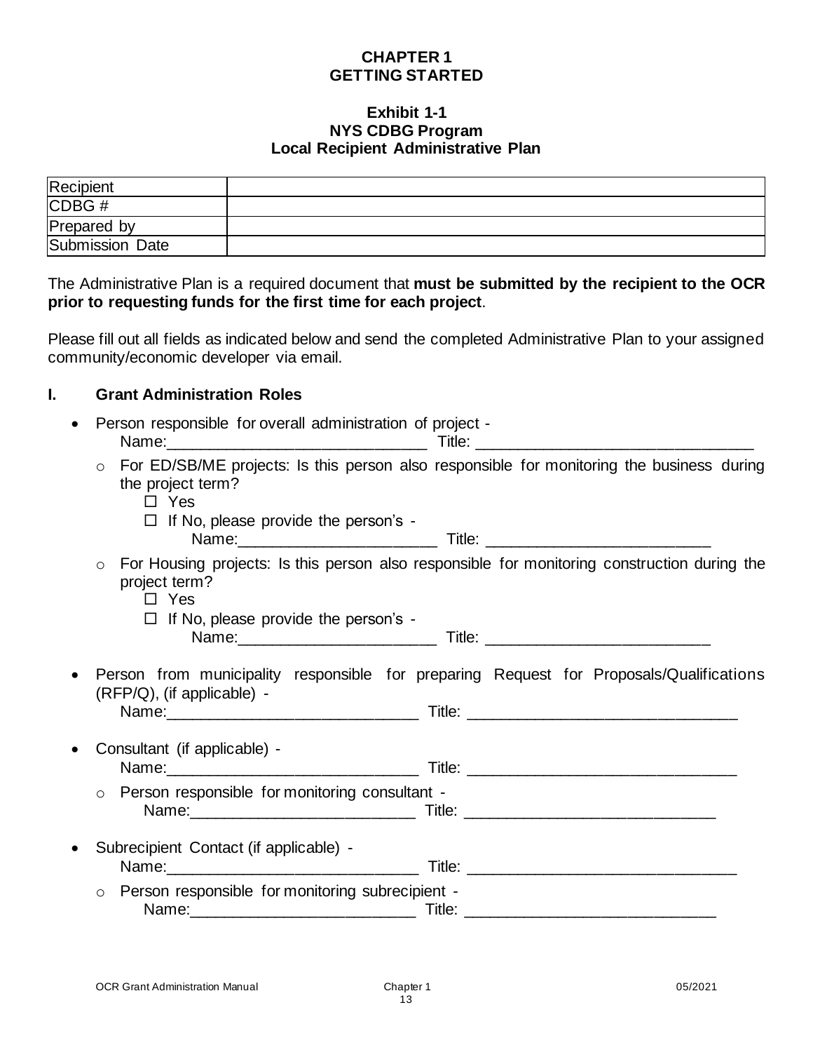# CHAPTER 1
# GETTING STARTED

### Exhibit 1-1
### NYS CDBG Program
### Local Recipient Administrative Plan

| Recipient | |
|---|---|
| CDBG # | |
| Prepared by | |
| Submission Date | |

The Administrative Plan is a required document that **must be submitted by the recipient to the OCR prior to requesting funds for the first time for each project**.

Please fill out all fields as indicated below and send the completed Administrative Plan to your assigned community/economic developer via email.

## I. Grant Administration Roles

- Person responsible for overall administration of project -
  Name:_____________________________ Title: _______________________________
  - For ED/SB/ME projects: Is this person also responsible for monitoring the business during the project term?
    - ☐ Yes
    - ☐ If No, please provide the person's -
      Name:______________________ Title: _________________________
  - For Housing projects: Is this person also responsible for monitoring construction during the project term?
    - ☐ Yes
    - ☐ If No, please provide the person's -
      Name:______________________ Title: _________________________
- Person from municipality responsible for preparing Request for Proposals/Qualifications (RFP/Q), (if applicable) -
  Name:____________________________ Title: ______________________________
- Consultant (if applicable) -
  Name:____________________________ Title: ______________________________
  - Person responsible for monitoring consultant -
    Name:_________________________ Title: ____________________________
- Subrecipient Contact (if applicable) -
  Name:____________________________ Title: ______________________________
  - Person responsible for monitoring subrecipient -
    Name:_________________________ Title: ____________________________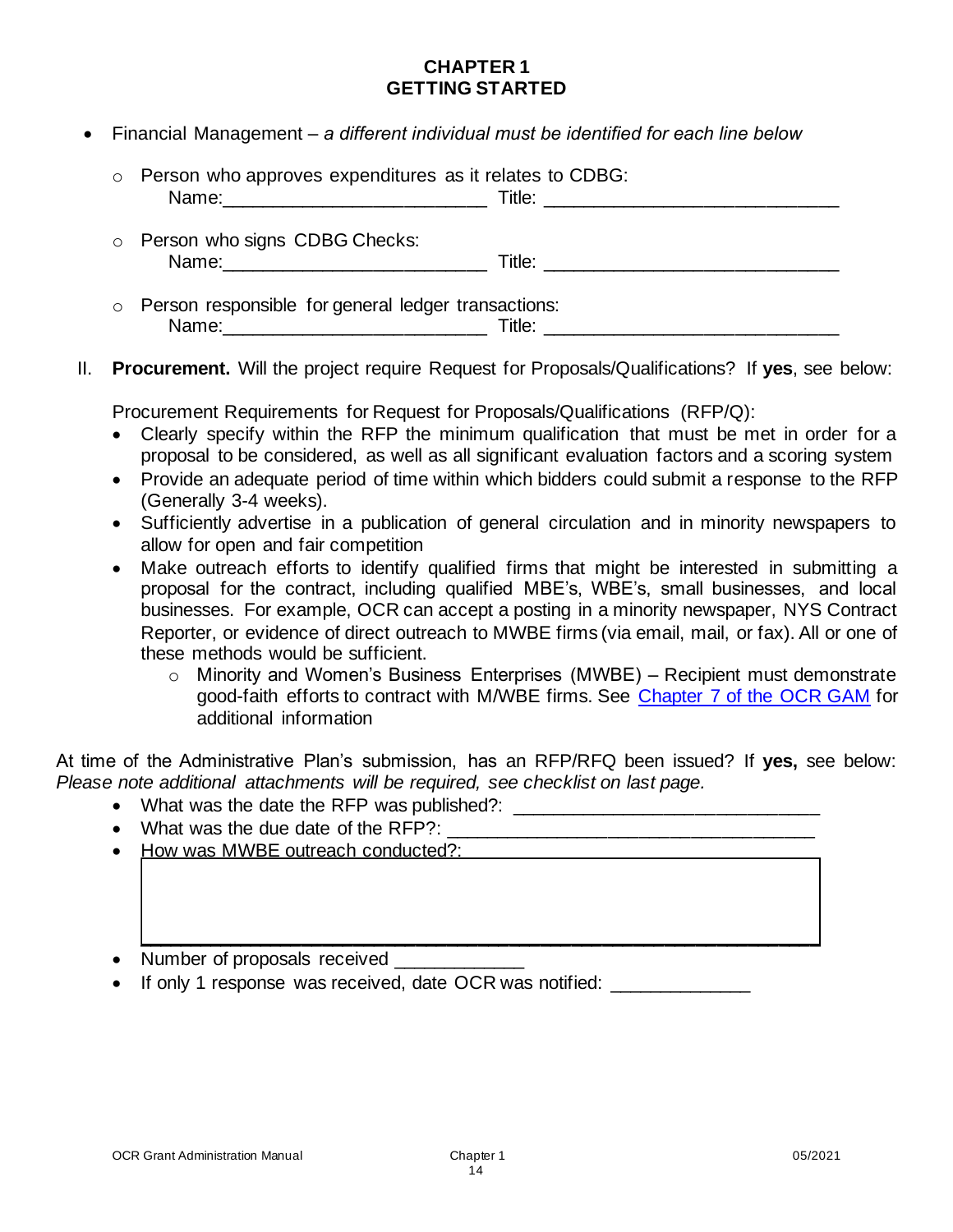# CHAPTER 1
# GETTING STARTED

- Financial Management – *a different individual must be identified for each line below*
  - Person who approves expenditures as it relates to CDBG:
    Name:_________________________ Title: ____________________________
  - Person who signs CDBG Checks:
    Name:_________________________ Title: ____________________________
  - Person responsible for general ledger transactions:
    Name:_________________________ Title: ____________________________

II. **Procurement.** Will the project require Request for Proposals/Qualifications? If **yes**, see below:

Procurement Requirements for Request for Proposals/Qualifications (RFP/Q):

- Clearly specify within the RFP the minimum qualification that must be met in order for a proposal to be considered, as well as all significant evaluation factors and a scoring system
- Provide an adequate period of time within which bidders could submit a response to the RFP (Generally 3-4 weeks).
- Sufficiently advertise in a publication of general circulation and in minority newspapers to allow for open and fair competition
- Make outreach efforts to identify qualified firms that might be interested in submitting a proposal for the contract, including qualified MBE's, WBE's, small businesses, and local businesses. For example, OCR can accept a posting in a minority newspaper, NYS Contract Reporter, or evidence of direct outreach to MWBE firms (via email, mail, or fax). All or one of these methods would be sufficient.
  - Minority and Women's Business Enterprises (MWBE) – Recipient must demonstrate good-faith efforts to contract with M/WBE firms. See Chapter 7 of the OCR GAM for additional information

At time of the Administrative Plan's submission, has an RFP/RFQ been issued? If **yes,** see below: *Please note additional attachments will be required, see checklist on last page.*

- What was the date the RFP was published?: ______________________________
- What was the due date of the RFP?: ____________________________________
- How was MWBE outreach conducted?:
- Number of proposals received ____________
- If only 1 response was received, date OCR was notified: _____________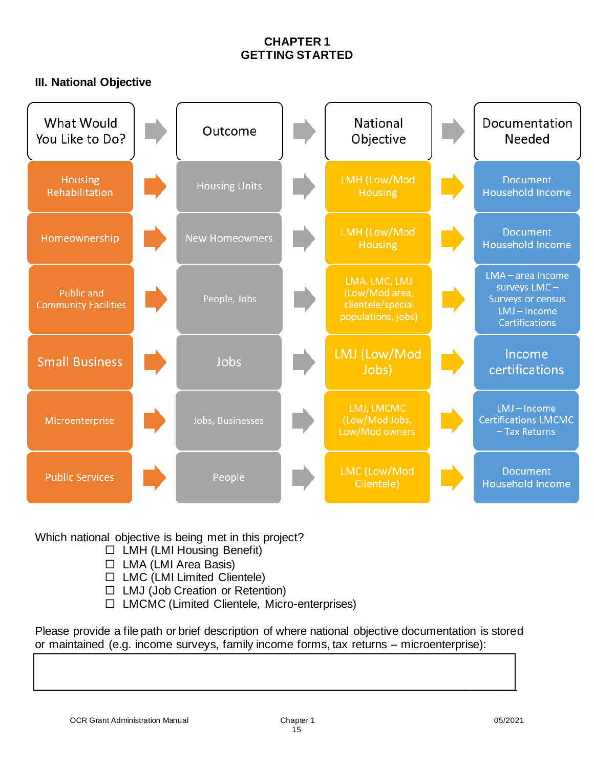# CHAPTER 1
# GETTING STARTED

### III. National Objective

| What Would You Like to Do? | Outcome | National Objective | Documentation Needed |
|---|---|---|---|
| Housing Rehabilitation | Housing Units | LMH (Low/Mod Housing | Document Household Income |
| Homeownership | New Homeowners | LMH (Low/Mod Housing | Document Household Income |
| Public and Community Facilities | People, Jobs | LMA, LMC, LMJ (Low/Mod area, clientele/special populations, jobs) | LMA – area income surveys LMC – Surveys or census LMJ – Income Certifications |
| Small Business | Jobs | LMJ (Low/Mod Jobs) | Income certifications |
| Microenterprise | Jobs, Businesses | LMJ, LMCMC (Low/Mod Jobs, Low/Mod owners | LMJ – Income Certifications LMCMC – Tax Returns |
| Public Services | People | LMC (Low/Mod Clientele) | Document Household Income |

Which national objective is being met in this project?

- ☐ LMH (LMI Housing Benefit)
- ☐ LMA (LMI Area Basis)
- ☐ LMC (LMI Limited Clientele)
- ☐ LMJ (Job Creation or Retention)
- ☐ LMCMC (Limited Clientele, Micro-enterprises)

Please provide a file path or brief description of where national objective documentation is stored or maintained (e.g. income surveys, family income forms, tax returns – microenterprise):

| |
|---|
| |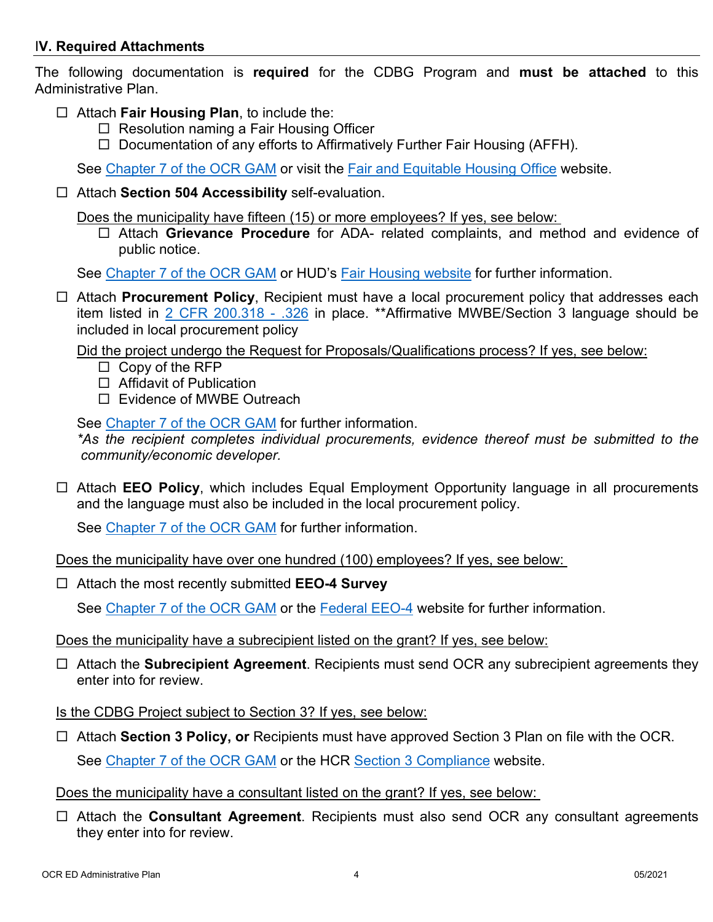## IV. Required Attachments

The following documentation is **required** for the CDBG Program and **must be attached** to this Administrative Plan.

- ☐ Attach **Fair Housing Plan**, to include the:
  - ☐ Resolution naming a Fair Housing Officer
  - ☐ Documentation of any efforts to Affirmatively Further Fair Housing (AFFH).

  See Chapter 7 of the OCR GAM or visit the Fair and Equitable Housing Office website.

- ☐ Attach **Section 504 Accessibility** self-evaluation.

  Does the municipality have fifteen (15) or more employees? If yes, see below:
  - ☐ Attach **Grievance Procedure** for ADA- related complaints, and method and evidence of public notice.

  See Chapter 7 of the OCR GAM or HUD's Fair Housing website for further information.

- ☐ Attach **Procurement Policy**, Recipient must have a local procurement policy that addresses each item listed in 2 CFR 200.318 - .326 in place. **Affirmative MWBE/Section 3 language should be included in local procurement policy

  Did the project undergo the Request for Proposals/Qualifications process? If yes, see below:
  - ☐ Copy of the RFP
  - ☐ Affidavit of Publication
  - ☐ Evidence of MWBE Outreach

  See Chapter 7 of the OCR GAM for further information.
  *\*As the recipient completes individual procurements, evidence thereof must be submitted to the community/economic developer.*

- ☐ Attach **EEO Policy**, which includes Equal Employment Opportunity language in all procurements and the language must also be included in the local procurement policy.

  See Chapter 7 of the OCR GAM for further information.

Does the municipality have over one hundred (100) employees? If yes, see below:

- ☐ Attach the most recently submitted **EEO-4 Survey**

  See Chapter 7 of the OCR GAM or the Federal EEO-4 website for further information.

Does the municipality have a subrecipient listed on the grant? If yes, see below:

- ☐ Attach the **Subrecipient Agreement**. Recipients must send OCR any subrecipient agreements they enter into for review.

Is the CDBG Project subject to Section 3? If yes, see below:

- ☐ Attach **Section 3 Policy, or** Recipients must have approved Section 3 Plan on file with the OCR.

  See Chapter 7 of the OCR GAM or the HCR Section 3 Compliance website.

Does the municipality have a consultant listed on the grant? If yes, see below:

- ☐ Attach the **Consultant Agreement**. Recipients must also send OCR any consultant agreements they enter into for review.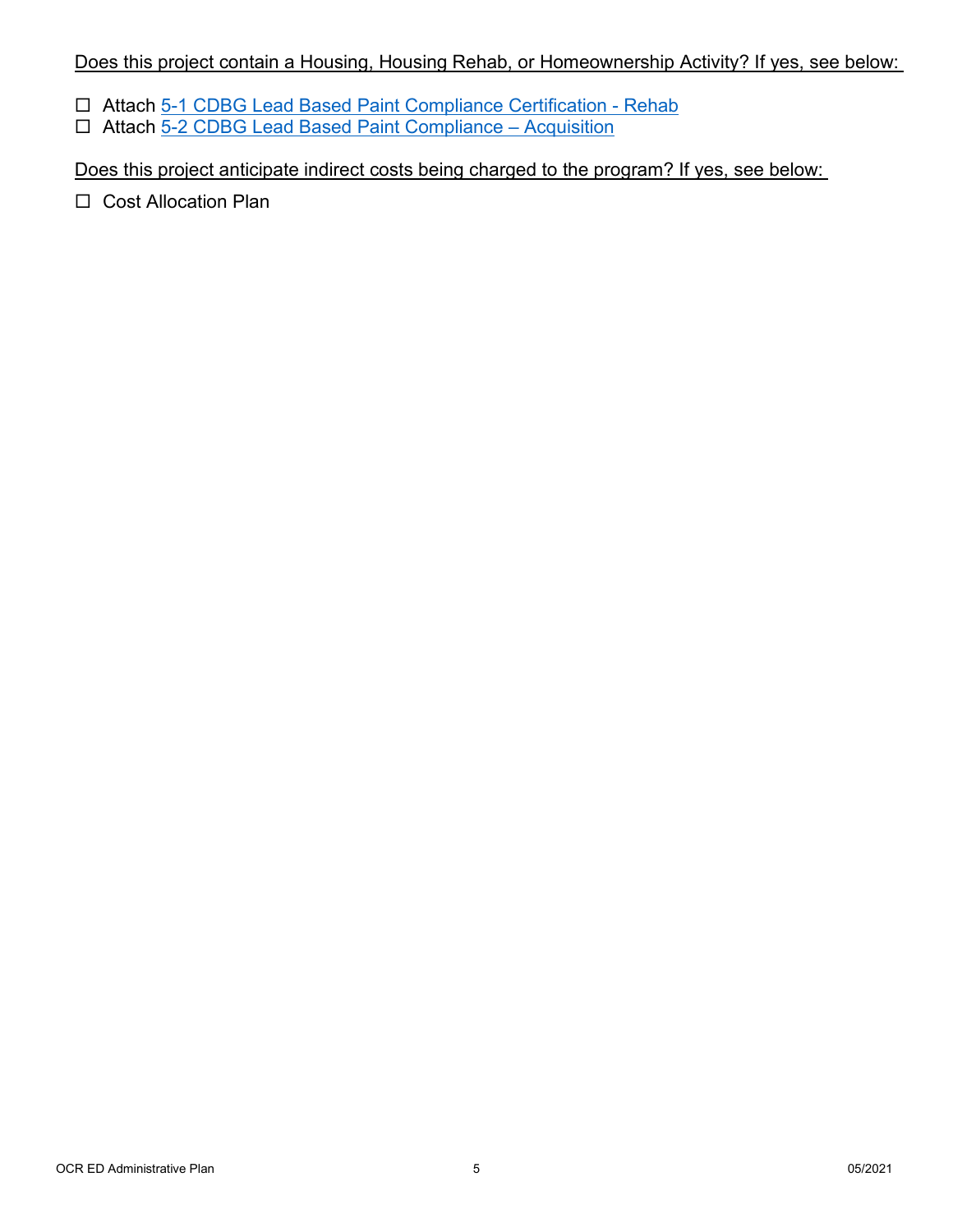Does this project contain a Housing, Housing Rehab, or Homeownership Activity? If yes, see below:

☐ Attach 5-1 CDBG Lead Based Paint Compliance Certification - Rehab
☐ Attach 5-2 CDBG Lead Based Paint Compliance – Acquisition

Does this project anticipate indirect costs being charged to the program? If yes, see below:

☐ Cost Allocation Plan